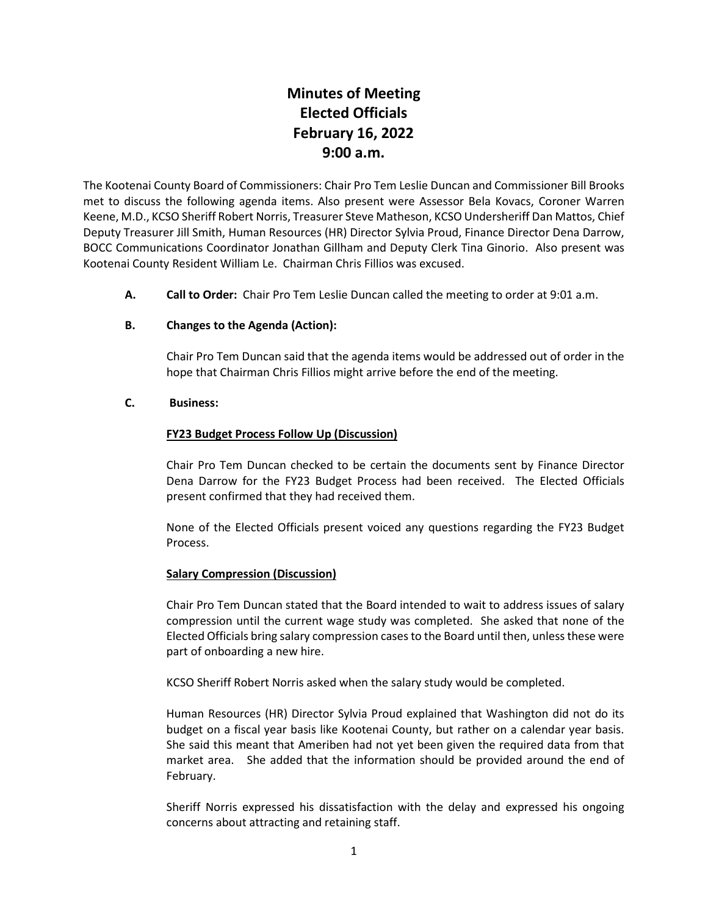# Minutes of Meeting
# Elected Officials
# February 16, 2022
# 9:00 a.m.

The Kootenai County Board of Commissioners: Chair Pro Tem Leslie Duncan and Commissioner Bill Brooks met to discuss the following agenda items. Also present were Assessor Bela Kovacs, Coroner Warren Keene, M.D., KCSO Sheriff Robert Norris, Treasurer Steve Matheson, KCSO Undersheriff Dan Mattos, Chief Deputy Treasurer Jill Smith, Human Resources (HR) Director Sylvia Proud, Finance Director Dena Darrow, BOCC Communications Coordinator Jonathan Gillham and Deputy Clerk Tina Ginorio. Also present was Kootenai County Resident William Le. Chairman Chris Fillios was excused.

**A. Call to Order:** Chair Pro Tem Leslie Duncan called the meeting to order at 9:01 a.m.

**B. Changes to the Agenda (Action):**

Chair Pro Tem Duncan said that the agenda items would be addressed out of order in the hope that Chairman Chris Fillios might arrive before the end of the meeting.

**C. Business:**

**FY23 Budget Process Follow Up (Discussion)**

Chair Pro Tem Duncan checked to be certain the documents sent by Finance Director Dena Darrow for the FY23 Budget Process had been received. The Elected Officials present confirmed that they had received them.

None of the Elected Officials present voiced any questions regarding the FY23 Budget Process.

**Salary Compression (Discussion)**

Chair Pro Tem Duncan stated that the Board intended to wait to address issues of salary compression until the current wage study was completed. She asked that none of the Elected Officials bring salary compression cases to the Board until then, unless these were part of onboarding a new hire.

KCSO Sheriff Robert Norris asked when the salary study would be completed.

Human Resources (HR) Director Sylvia Proud explained that Washington did not do its budget on a fiscal year basis like Kootenai County, but rather on a calendar year basis. She said this meant that Ameriben had not yet been given the required data from that market area. She added that the information should be provided around the end of February.

Sheriff Norris expressed his dissatisfaction with the delay and expressed his ongoing concerns about attracting and retaining staff.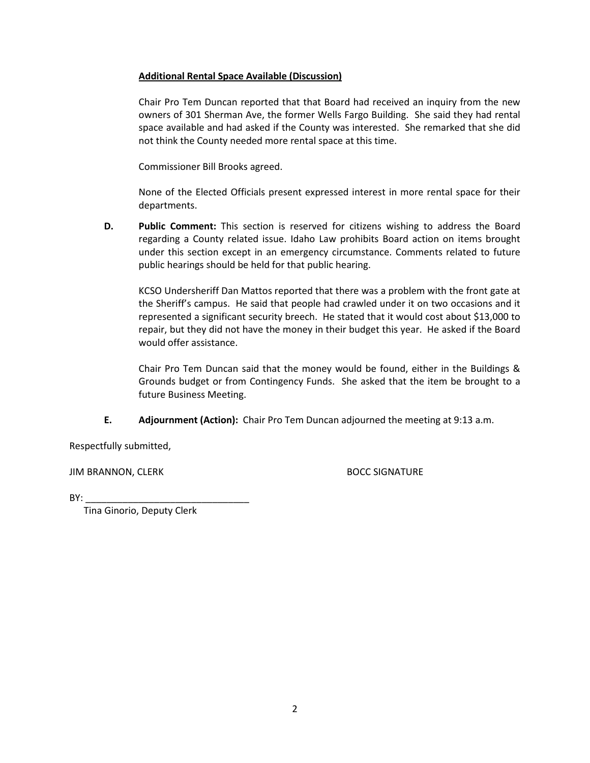**Additional Rental Space Available (Discussion)**

Chair Pro Tem Duncan reported that that Board had received an inquiry from the new owners of 301 Sherman Ave, the former Wells Fargo Building. She said they had rental space available and had asked if the County was interested. She remarked that she did not think the County needed more rental space at this time.

Commissioner Bill Brooks agreed.

None of the Elected Officials present expressed interest in more rental space for their departments.

**D. Public Comment:** This section is reserved for citizens wishing to address the Board regarding a County related issue. Idaho Law prohibits Board action on items brought under this section except in an emergency circumstance. Comments related to future public hearings should be held for that public hearing.

KCSO Undersheriff Dan Mattos reported that there was a problem with the front gate at the Sheriff's campus. He said that people had crawled under it on two occasions and it represented a significant security breech. He stated that it would cost about $13,000 to repair, but they did not have the money in their budget this year. He asked if the Board would offer assistance.

Chair Pro Tem Duncan said that the money would be found, either in the Buildings & Grounds budget or from Contingency Funds. She asked that the item be brought to a future Business Meeting.

**E. Adjournment (Action):** Chair Pro Tem Duncan adjourned the meeting at 9:13 a.m.

Respectfully submitted,

JIM BRANNON, CLERK — BOCC SIGNATURE

BY: _______________________________

Tina Ginorio, Deputy Clerk